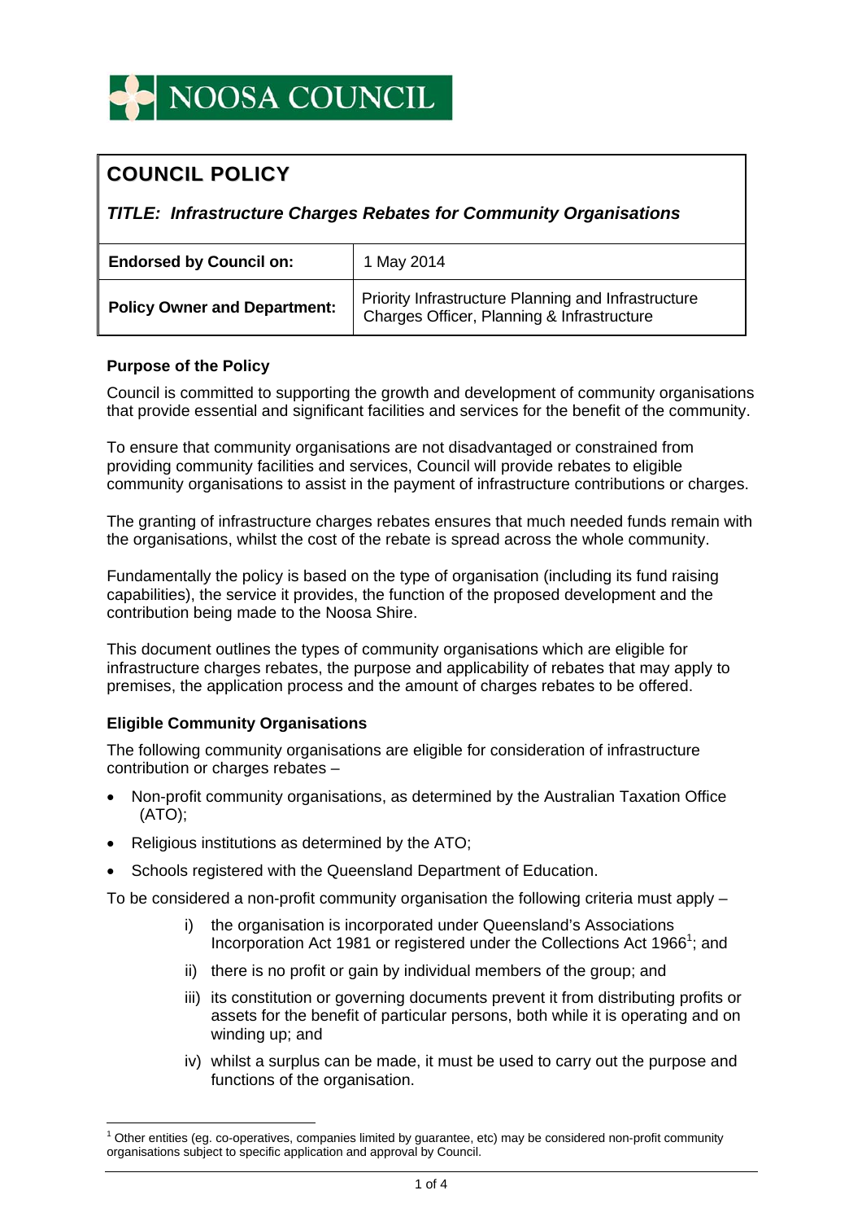NOOSA COUNCIL

# COUNCIL POLICY

***TITLE: Infrastructure Charges Rebates for Community Organisations***

| **Endorsed by Council on:** | 1 May 2014 |
|---|---|
| **Policy Owner and Department:** | Priority Infrastructure Planning and Infrastructure Charges Officer, Planning & Infrastructure |

### Purpose of the Policy

Council is committed to supporting the growth and development of community organisations that provide essential and significant facilities and services for the benefit of the community.

To ensure that community organisations are not disadvantaged or constrained from providing community facilities and services, Council will provide rebates to eligible community organisations to assist in the payment of infrastructure contributions or charges.

The granting of infrastructure charges rebates ensures that much needed funds remain with the organisations, whilst the cost of the rebate is spread across the whole community.

Fundamentally the policy is based on the type of organisation (including its fund raising capabilities), the service it provides, the function of the proposed development and the contribution being made to the Noosa Shire.

This document outlines the types of community organisations which are eligible for infrastructure charges rebates, the purpose and applicability of rebates that may apply to premises, the application process and the amount of charges rebates to be offered.

### Eligible Community Organisations

The following community organisations are eligible for consideration of infrastructure contribution or charges rebates –

- Non-profit community organisations, as determined by the Australian Taxation Office (ATO);
- Religious institutions as determined by the ATO;
- Schools registered with the Queensland Department of Education.

To be considered a non-profit community organisation the following criteria must apply –

i) the organisation is incorporated under Queensland's Associations Incorporation Act 1981 or registered under the Collections Act 1966[1]; and

ii) there is no profit or gain by individual members of the group; and

iii) its constitution or governing documents prevent it from distributing profits or assets for the benefit of particular persons, both while it is operating and on winding up; and

iv) whilst a surplus can be made, it must be used to carry out the purpose and functions of the organisation.

[1] Other entities (eg. co-operatives, companies limited by guarantee, etc) may be considered non-profit community organisations subject to specific application and approval by Council.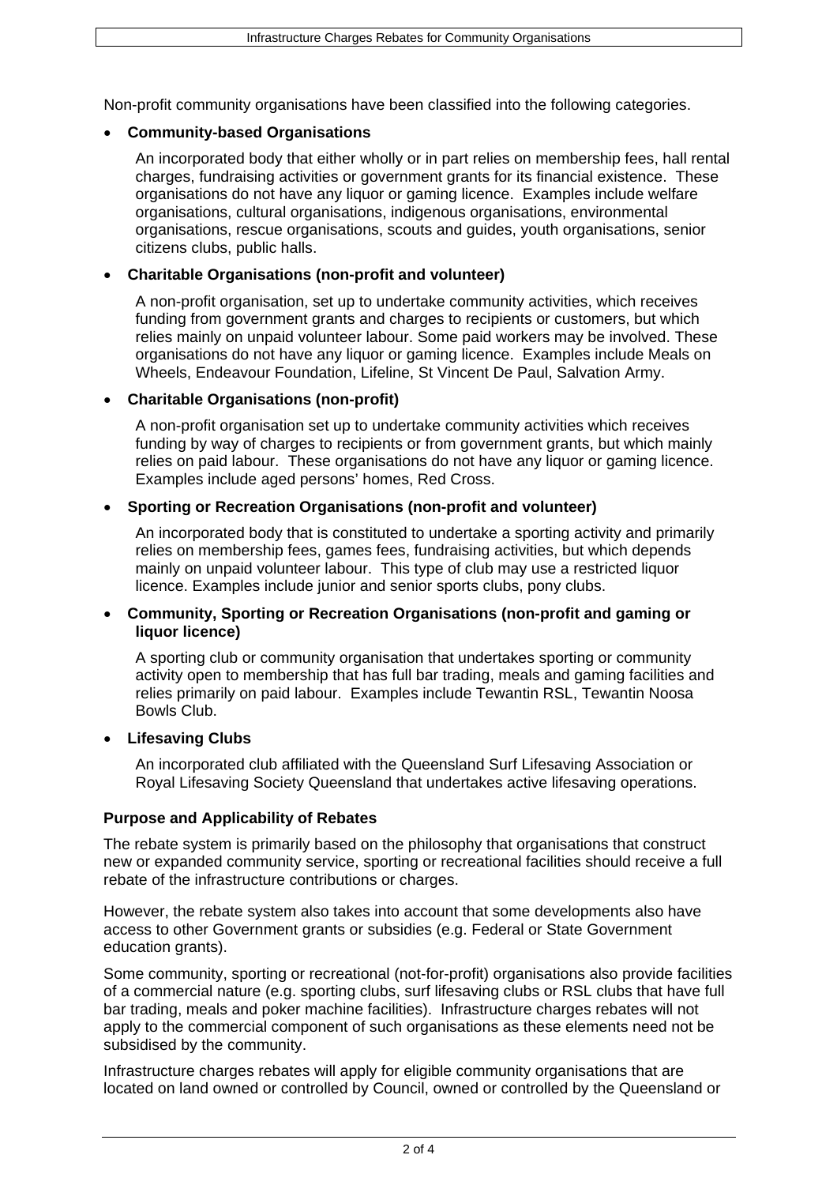Non-profit community organisations have been classified into the following categories.

- **Community-based Organisations**

  An incorporated body that either wholly or in part relies on membership fees, hall rental charges, fundraising activities or government grants for its financial existence. These organisations do not have any liquor or gaming licence. Examples include welfare organisations, cultural organisations, indigenous organisations, environmental organisations, rescue organisations, scouts and guides, youth organisations, senior citizens clubs, public halls.

- **Charitable Organisations (non-profit and volunteer)**

  A non-profit organisation, set up to undertake community activities, which receives funding from government grants and charges to recipients or customers, but which relies mainly on unpaid volunteer labour. Some paid workers may be involved. These organisations do not have any liquor or gaming licence. Examples include Meals on Wheels, Endeavour Foundation, Lifeline, St Vincent De Paul, Salvation Army.

- **Charitable Organisations (non-profit)**

  A non-profit organisation set up to undertake community activities which receives funding by way of charges to recipients or from government grants, but which mainly relies on paid labour. These organisations do not have any liquor or gaming licence. Examples include aged persons' homes, Red Cross.

- **Sporting or Recreation Organisations (non-profit and volunteer)**

  An incorporated body that is constituted to undertake a sporting activity and primarily relies on membership fees, games fees, fundraising activities, but which depends mainly on unpaid volunteer labour. This type of club may use a restricted liquor licence. Examples include junior and senior sports clubs, pony clubs.

- **Community, Sporting or Recreation Organisations (non-profit and gaming or liquor licence)**

  A sporting club or community organisation that undertakes sporting or community activity open to membership that has full bar trading, meals and gaming facilities and relies primarily on paid labour. Examples include Tewantin RSL, Tewantin Noosa Bowls Club.

- **Lifesaving Clubs**

  An incorporated club affiliated with the Queensland Surf Lifesaving Association or Royal Lifesaving Society Queensland that undertakes active lifesaving operations.

**Purpose and Applicability of Rebates**

The rebate system is primarily based on the philosophy that organisations that construct new or expanded community service, sporting or recreational facilities should receive a full rebate of the infrastructure contributions or charges.

However, the rebate system also takes into account that some developments also have access to other Government grants or subsidies (e.g. Federal or State Government education grants).

Some community, sporting or recreational (not-for-profit) organisations also provide facilities of a commercial nature (e.g. sporting clubs, surf lifesaving clubs or RSL clubs that have full bar trading, meals and poker machine facilities). Infrastructure charges rebates will not apply to the commercial component of such organisations as these elements need not be subsidised by the community.

Infrastructure charges rebates will apply for eligible community organisations that are located on land owned or controlled by Council, owned or controlled by the Queensland or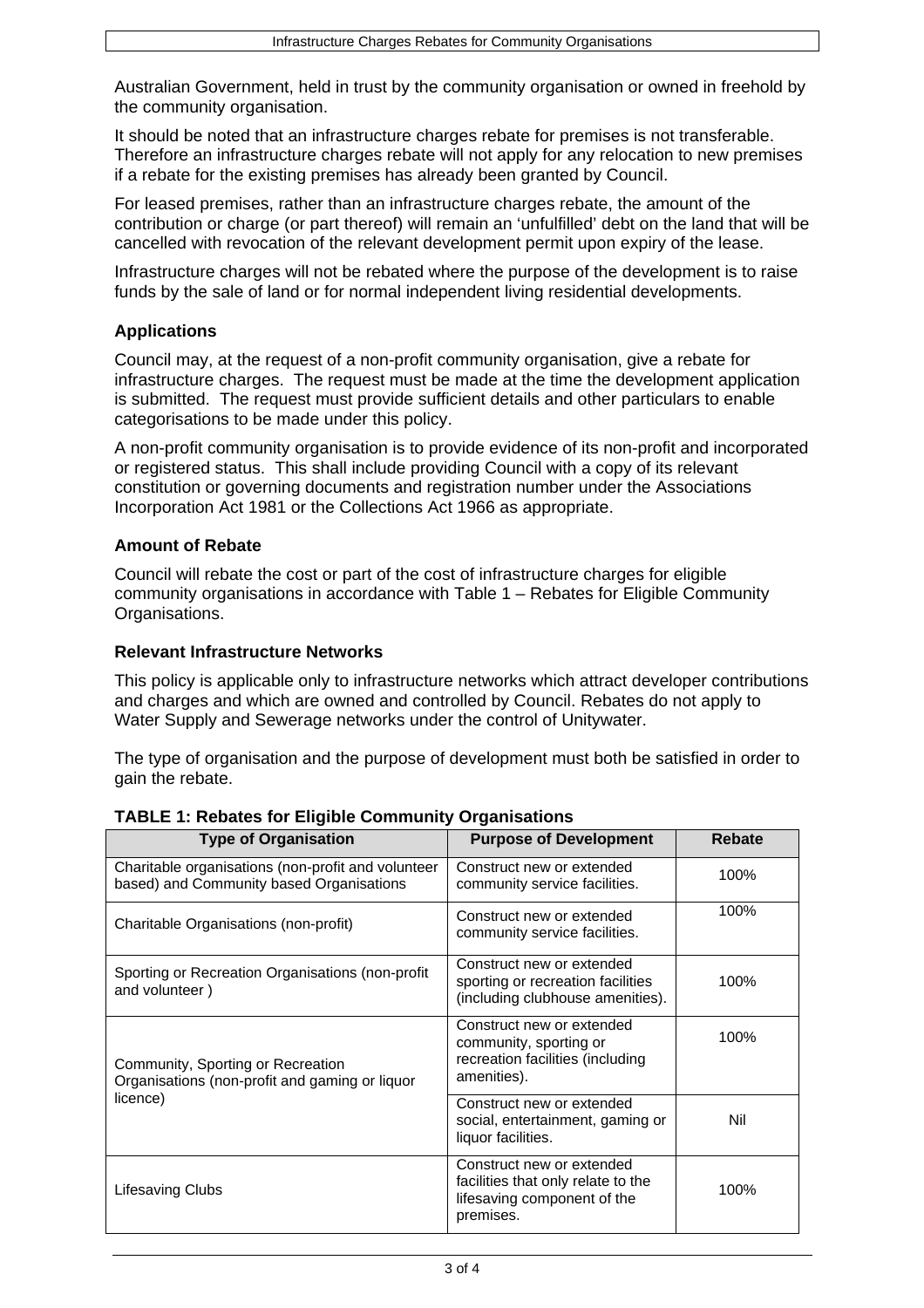Australian Government, held in trust by the community organisation or owned in freehold by the community organisation.

It should be noted that an infrastructure charges rebate for premises is not transferable. Therefore an infrastructure charges rebate will not apply for any relocation to new premises if a rebate for the existing premises has already been granted by Council.

For leased premises, rather than an infrastructure charges rebate, the amount of the contribution or charge (or part thereof) will remain an 'unfulfilled' debt on the land that will be cancelled with revocation of the relevant development permit upon expiry of the lease.

Infrastructure charges will not be rebated where the purpose of the development is to raise funds by the sale of land or for normal independent living residential developments.

### Applications

Council may, at the request of a non-profit community organisation, give a rebate for infrastructure charges. The request must be made at the time the development application is submitted. The request must provide sufficient details and other particulars to enable categorisations to be made under this policy.

A non-profit community organisation is to provide evidence of its non-profit and incorporated or registered status. This shall include providing Council with a copy of its relevant constitution or governing documents and registration number under the Associations Incorporation Act 1981 or the Collections Act 1966 as appropriate.

### Amount of Rebate

Council will rebate the cost or part of the cost of infrastructure charges for eligible community organisations in accordance with Table 1 – Rebates for Eligible Community Organisations.

### Relevant Infrastructure Networks

This policy is applicable only to infrastructure networks which attract developer contributions and charges and which are owned and controlled by Council. Rebates do not apply to Water Supply and Sewerage networks under the control of Unitywater.

The type of organisation and the purpose of development must both be satisfied in order to gain the rebate.

**TABLE 1: Rebates for Eligible Community Organisations**

| Type of Organisation | Purpose of Development | Rebate |
|---|---|---|
| Charitable organisations (non-profit and volunteer based) and Community based Organisations | Construct new or extended community service facilities. | 100% |
| Charitable Organisations (non-profit) | Construct new or extended community service facilities. | 100% |
| Sporting or Recreation Organisations (non-profit and volunteer ) | Construct new or extended sporting or recreation facilities (including clubhouse amenities). | 100% |
| Community, Sporting or Recreation Organisations (non-profit and gaming or liquor licence) | Construct new or extended community, sporting or recreation facilities (including amenities). | 100% |
| | Construct new or extended social, entertainment, gaming or liquor facilities. | Nil |
| Lifesaving Clubs | Construct new or extended facilities that only relate to the lifesaving component of the premises. | 100% |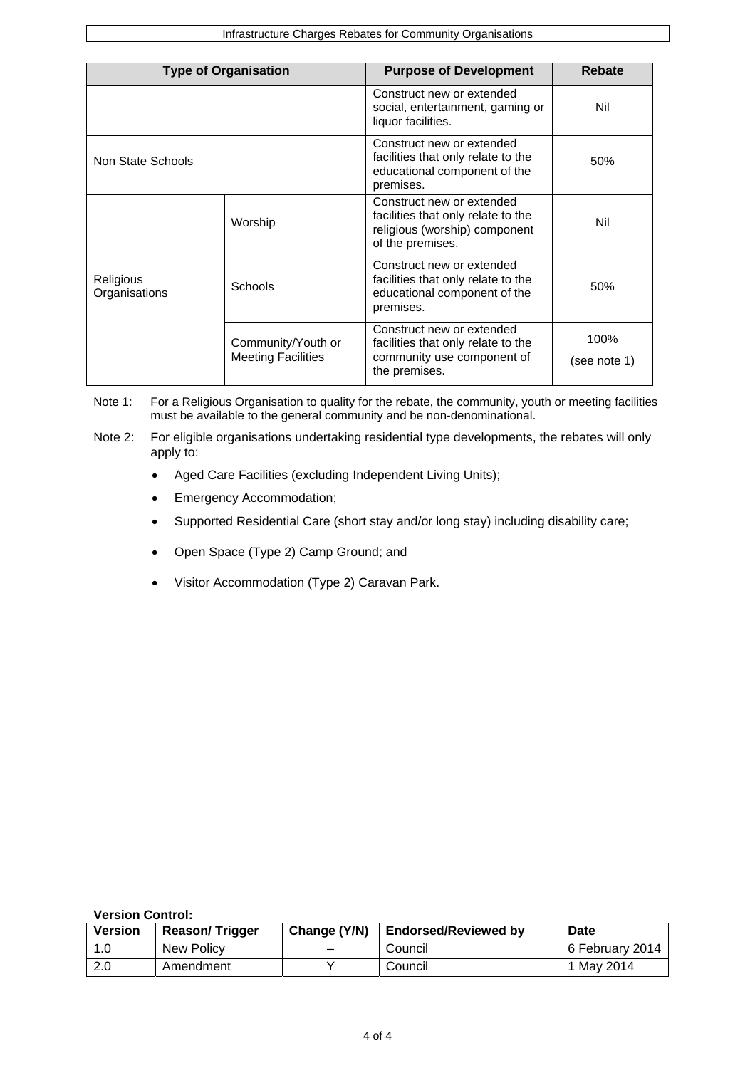| Type of Organisation | | Purpose of Development | Rebate |
|---|---|---|---|
| | | Construct new or extended social, entertainment, gaming or liquor facilities. | Nil |
| Non State Schools | | Construct new or extended facilities that only relate to the educational component of the premises. | 50% |
| Religious Organisations | Worship | Construct new or extended facilities that only relate to the religious (worship) component of the premises. | Nil |
| | Schools | Construct new or extended facilities that only relate to the educational component of the premises. | 50% |
| | Community/Youth or Meeting Facilities | Construct new or extended facilities that only relate to the community use component of the premises. | 100% (see note 1) |

Note 1: For a Religious Organisation to quality for the rebate, the community, youth or meeting facilities must be available to the general community and be non-denominational.

Note 2: For eligible organisations undertaking residential type developments, the rebates will only apply to:

- Aged Care Facilities (excluding Independent Living Units);
- Emergency Accommodation;
- Supported Residential Care (short stay and/or long stay) including disability care;
- Open Space (Type 2) Camp Ground; and
- Visitor Accommodation (Type 2) Caravan Park.

**Version Control:**

| Version | Reason/ Trigger | Change (Y/N) | Endorsed/Reviewed by | Date |
|---|---|---|---|---|
| 1.0 | New Policy | – | Council | 6 February 2014 |
| 2.0 | Amendment | Y | Council | 1 May 2014 |